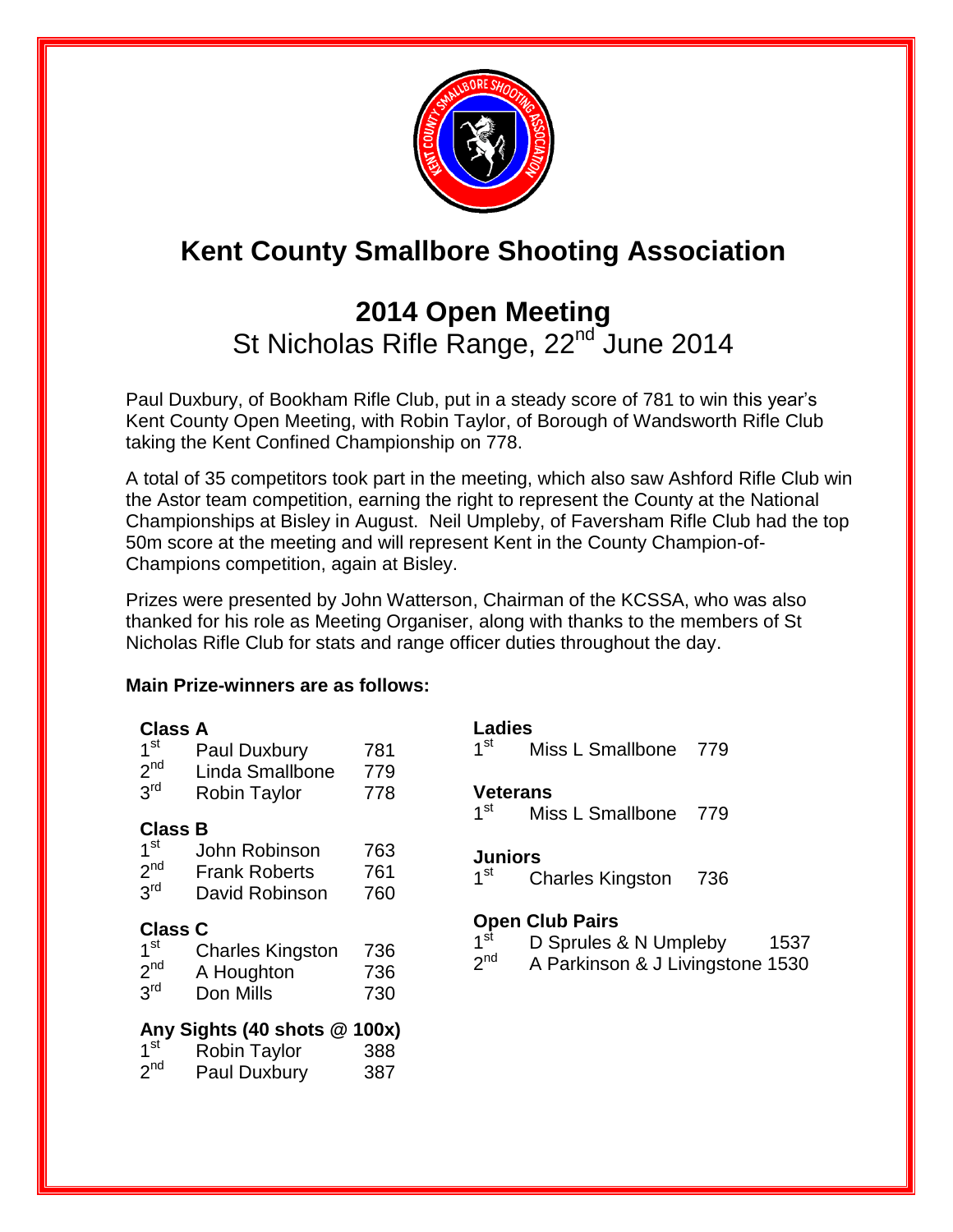# Kent County Smallbore Shooting Association

## 2014 Open Meeting

St Nicholas Rifle Range, 22nd June 2014

Paul Duxbury, of Bookham Rifle Club, put in a steady score of 781 to win this year's Kent County Open Meeting, with Robin Taylor, of Borough of Wandsworth Rifle Club taking the Kent Confined Championship on 778.

A total of 35 competitors took part in the meeting, which also saw Ashford Rifle Club win the Astor team competition, earning the right to represent the County at the National Championships at Bisley in August. Neil Umpleby, of Faversham Rifle Club had the top 50m score at the meeting and will represent Kent in the County Champion-of-Champions competition, again at Bisley.

Prizes were presented by John Watterson, Chairman of the KCSSA, who was also thanked for his role as Meeting Organiser, along with thanks to the members of St Nicholas Rifle Club for stats and range officer duties throughout the day.

**Main Prize-winners are as follows:**

**Class A**

| | | |
|---|---|---|
| 1st | Paul Duxbury | 781 |
| 2nd | Linda Smallbone | 779 |
| 3rd | Robin Taylor | 778 |

**Class B**

| | | |
|---|---|---|
| 1st | John Robinson | 763 |
| 2nd | Frank Roberts | 761 |
| 3rd | David Robinson | 760 |

**Class C**

| | | |
|---|---|---|
| 1st | Charles Kingston | 736 |
| 2nd | A Houghton | 736 |
| 3rd | Don Mills | 730 |

**Any Sights (40 shots @ 100x)**

| | | |
|---|---|---|
| 1st | Robin Taylor | 388 |
| 2nd | Paul Duxbury | 387 |

**Ladies**

| | | |
|---|---|---|
| 1st | Miss L Smallbone | 779 |

**Veterans**

| | | |
|---|---|---|
| 1st | Miss L Smallbone | 779 |

**Juniors**

| | | |
|---|---|---|
| 1st | Charles Kingston | 736 |

**Open Club Pairs**

| | | |
|---|---|---|
| 1st | D Sprules & N Umpleby | 1537 |
| 2nd | A Parkinson & J Livingstone | 1530 |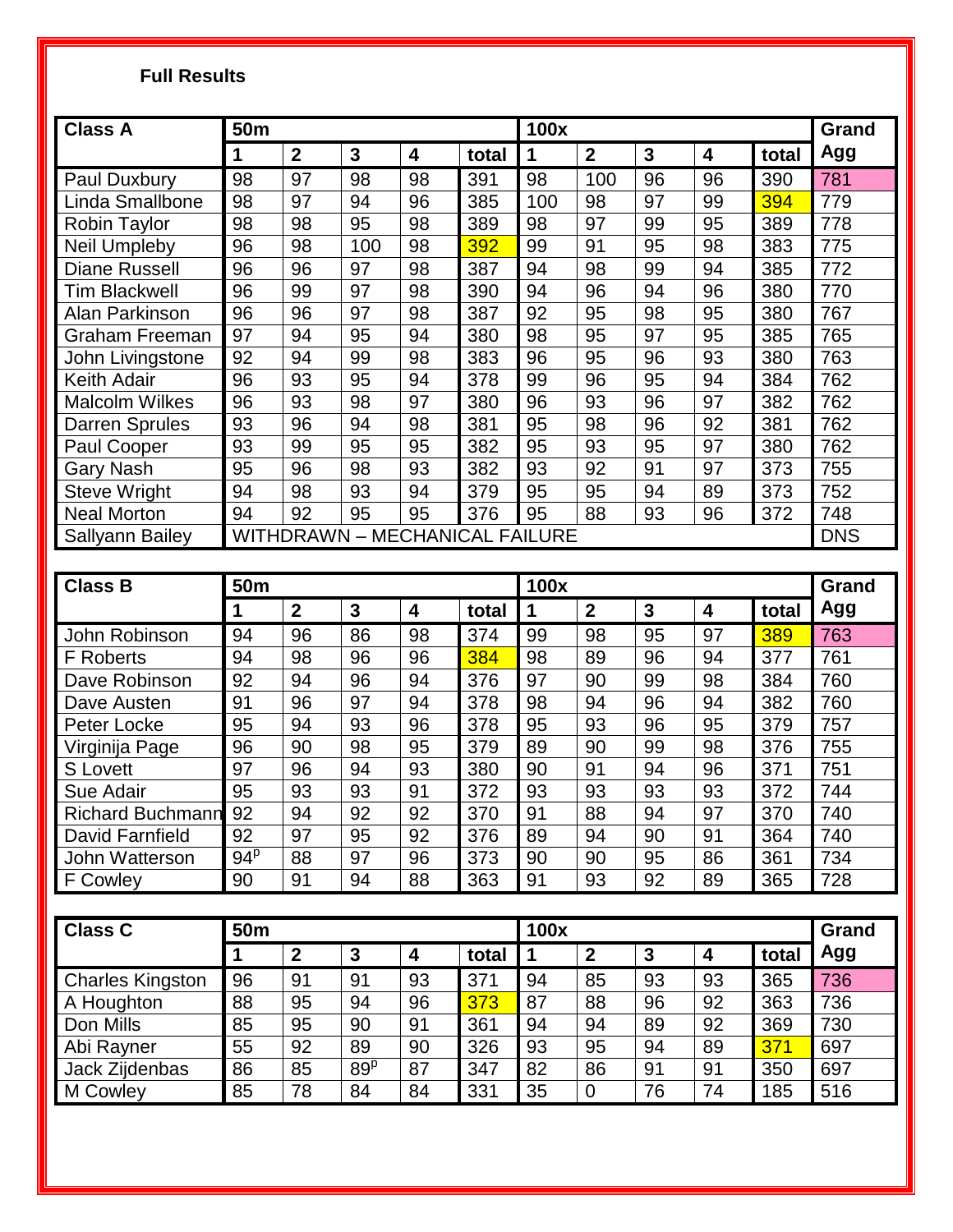**Full Results**

| Class A | 50m | | | | | 100x | | | | | Grand Agg |
|---|---|---|---|---|---|---|---|---|---|---|---|
| | 1 | 2 | 3 | 4 | total | 1 | 2 | 3 | 4 | total | |
| Paul Duxbury | 98 | 97 | 98 | 98 | 391 | 98 | 100 | 96 | 96 | 390 | 781 |
| Linda Smallbone | 98 | 97 | 94 | 96 | 385 | 100 | 98 | 97 | 99 | 394 | 779 |
| Robin Taylor | 98 | 98 | 95 | 98 | 389 | 98 | 97 | 99 | 95 | 389 | 778 |
| Neil Umpleby | 96 | 98 | 100 | 98 | 392 | 99 | 91 | 95 | 98 | 383 | 775 |
| Diane Russell | 96 | 96 | 97 | 98 | 387 | 94 | 98 | 99 | 94 | 385 | 772 |
| Tim Blackwell | 96 | 99 | 97 | 98 | 390 | 94 | 96 | 94 | 96 | 380 | 770 |
| Alan Parkinson | 96 | 96 | 97 | 98 | 387 | 92 | 95 | 98 | 95 | 380 | 767 |
| Graham Freeman | 97 | 94 | 95 | 94 | 380 | 98 | 95 | 97 | 95 | 385 | 765 |
| John Livingstone | 92 | 94 | 99 | 98 | 383 | 96 | 95 | 96 | 93 | 380 | 763 |
| Keith Adair | 96 | 93 | 95 | 94 | 378 | 99 | 96 | 95 | 94 | 384 | 762 |
| Malcolm Wilkes | 96 | 93 | 98 | 97 | 380 | 96 | 93 | 96 | 97 | 382 | 762 |
| Darren Sprules | 93 | 96 | 94 | 98 | 381 | 95 | 98 | 96 | 92 | 381 | 762 |
| Paul Cooper | 93 | 99 | 95 | 95 | 382 | 95 | 93 | 95 | 97 | 380 | 762 |
| Gary Nash | 95 | 96 | 98 | 93 | 382 | 93 | 92 | 91 | 97 | 373 | 755 |
| Steve Wright | 94 | 98 | 93 | 94 | 379 | 95 | 95 | 94 | 89 | 373 | 752 |
| Neal Morton | 94 | 92 | 95 | 95 | 376 | 95 | 88 | 93 | 96 | 372 | 748 |
| Sallyann Bailey | WITHDRAWN – MECHANICAL FAILURE | | | | | | | | | | DNS |

| Class B | 50m | | | | | 100x | | | | | Grand Agg |
|---|---|---|---|---|---|---|---|---|---|---|---|
| | 1 | 2 | 3 | 4 | total | 1 | 2 | 3 | 4 | total | |
| John Robinson | 94 | 96 | 86 | 98 | 374 | 99 | 98 | 95 | 97 | 389 | 763 |
| F Roberts | 94 | 98 | 96 | 96 | 384 | 98 | 89 | 96 | 94 | 377 | 761 |
| Dave Robinson | 92 | 94 | 96 | 94 | 376 | 97 | 90 | 99 | 98 | 384 | 760 |
| Dave Austen | 91 | 96 | 97 | 94 | 378 | 98 | 94 | 96 | 94 | 382 | 760 |
| Peter Locke | 95 | 94 | 93 | 96 | 378 | 95 | 93 | 96 | 95 | 379 | 757 |
| Virginija Page | 96 | 90 | 98 | 95 | 379 | 89 | 90 | 99 | 98 | 376 | 755 |
| S Lovett | 97 | 96 | 94 | 93 | 380 | 90 | 91 | 94 | 96 | 371 | 751 |
| Sue Adair | 95 | 93 | 93 | 91 | 372 | 93 | 93 | 93 | 93 | 372 | 744 |
| Richard Buchmann | 92 | 94 | 92 | 92 | 370 | 91 | 88 | 94 | 97 | 370 | 740 |
| David Farnfield | 92 | 97 | 95 | 92 | 376 | 89 | 94 | 90 | 91 | 364 | 740 |
| John Watterson | 94[p] | 88 | 97 | 96 | 373 | 90 | 90 | 95 | 86 | 361 | 734 |
| F Cowley | 90 | 91 | 94 | 88 | 363 | 91 | 93 | 92 | 89 | 365 | 728 |

| Class C | 50m | | | | | 100x | | | | | Grand Agg |
|---|---|---|---|---|---|---|---|---|---|---|---|
| | 1 | 2 | 3 | 4 | total | 1 | 2 | 3 | 4 | total | |
| Charles Kingston | 96 | 91 | 91 | 93 | 371 | 94 | 85 | 93 | 93 | 365 | 736 |
| A Houghton | 88 | 95 | 94 | 96 | 373 | 87 | 88 | 96 | 92 | 363 | 736 |
| Don Mills | 85 | 95 | 90 | 91 | 361 | 94 | 94 | 89 | 92 | 369 | 730 |
| Abi Rayner | 55 | 92 | 89 | 90 | 326 | 93 | 95 | 94 | 89 | 371 | 697 |
| Jack Zijdenbas | 86 | 85 | 89[p] | 87 | 347 | 82 | 86 | 91 | 91 | 350 | 697 |
| M Cowley | 85 | 78 | 84 | 84 | 331 | 35 | 0 | 76 | 74 | 185 | 516 |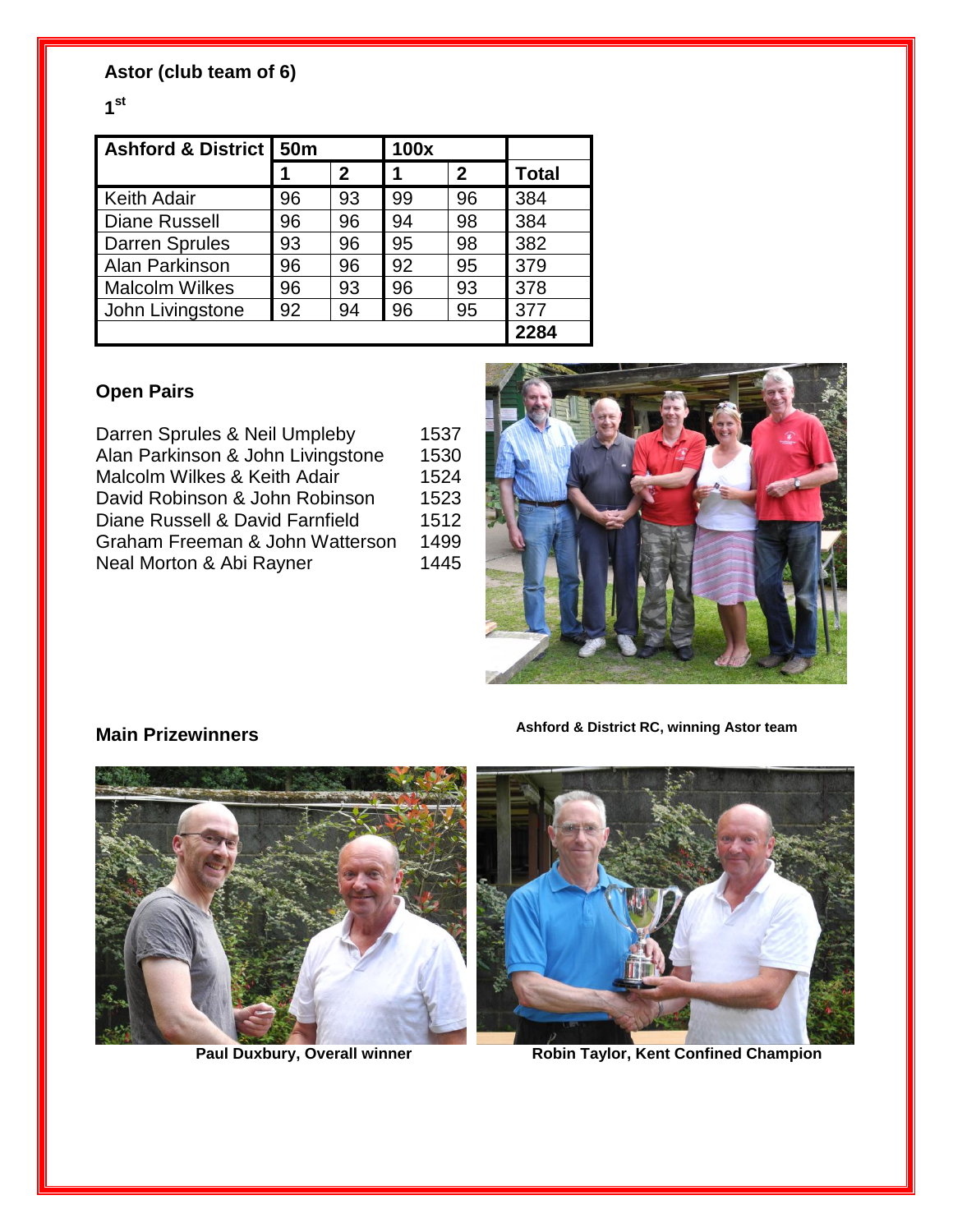**Astor (club team of 6)**

**1st**

| Ashford & District | 50m | | 100x | | |
|---|---|---|---|---|---|
| | 1 | 2 | 1 | 2 | Total |
| Keith Adair | 96 | 93 | 99 | 96 | 384 |
| Diane Russell | 96 | 96 | 94 | 98 | 384 |
| Darren Sprules | 93 | 96 | 95 | 98 | 382 |
| Alan Parkinson | 96 | 96 | 92 | 95 | 379 |
| Malcolm Wilkes | 96 | 93 | 96 | 93 | 378 |
| John Livingstone | 92 | 94 | 96 | 95 | 377 |
| | | | | | 2284 |

**Open Pairs**

| | |
|---|---|
| Darren Sprules & Neil Umpleby | 1537 |
| Alan Parkinson & John Livingstone | 1530 |
| Malcolm Wilkes & Keith Adair | 1524 |
| David Robinson & John Robinson | 1523 |
| Diane Russell & David Farnfield | 1512 |
| Graham Freeman & John Watterson | 1499 |
| Neal Morton & Abi Rayner | 1445 |

**Ashford & District RC, winning Astor team**

**Main Prizewinners**

**Paul Duxbury, Overall winner**

**Robin Taylor, Kent Confined Champion**